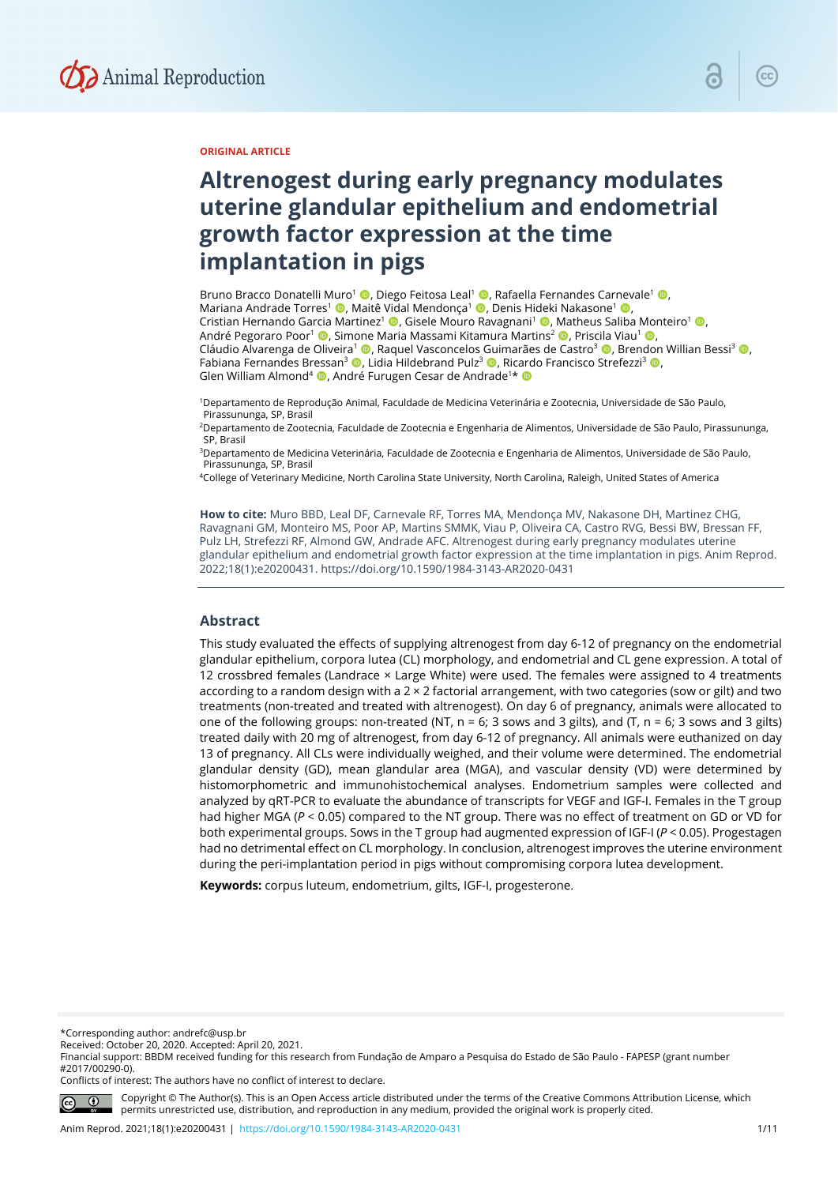ORIGINAL ARTICLE

# Altrenogest during early pregnancy modulates uterine glandular epithelium and endometrial growth factor expression at the time implantation in pigs

Bruno Bracco Donatelli Muro[1], Diego Feitosa Leal[1], Rafaella Fernandes Carnevale[1], Mariana Andrade Torres[1], Maitê Vidal Mendonça[1], Denis Hideki Nakasone[1], Cristian Hernando Garcia Martinez[1], Gisele Mouro Ravagnani[1], Matheus Saliba Monteiro[1], André Pegoraro Poor[1], Simone Maria Massami Kitamura Martins[2], Priscila Viau[1], Cláudio Alvarenga de Oliveira[1], Raquel Vasconcelos Guimarães de Castro[3], Brendon Willian Bessi[3], Fabiana Fernandes Bressan[3], Lidia Hildebrand Pulz[3], Ricardo Francisco Strefezzi[3], Glen William Almond[4], André Furugen Cesar de Andrade[1]*

[1]Departamento de Reprodução Animal, Faculdade de Medicina Veterinária e Zootecnia, Universidade de São Paulo, Pirassununga, SP, Brasil

[2]Departamento de Zootecnia, Faculdade de Zootecnia e Engenharia de Alimentos, Universidade de São Paulo, Pirassununga, SP, Brasil

[3]Departamento de Medicina Veterinária, Faculdade de Zootecnia e Engenharia de Alimentos, Universidade de São Paulo, Pirassununga, SP, Brasil

[4]College of Veterinary Medicine, North Carolina State University, North Carolina, Raleigh, United States of America

**How to cite:** Muro BBD, Leal DF, Carnevale RF, Torres MA, Mendonça MV, Nakasone DH, Martinez CHG, Ravagnani GM, Monteiro MS, Poor AP, Martins SMMK, Viau P, Oliveira CA, Castro RVG, Bessi BW, Bressan FF, Pulz LH, Strefezzi RF, Almond GW, Andrade AFC. Altrenogest during early pregnancy modulates uterine glandular epithelium and endometrial growth factor expression at the time implantation in pigs. Anim Reprod. 2022;18(1):e20200431. https://doi.org/10.1590/1984-3143-AR2020-0431

## Abstract

This study evaluated the effects of supplying altrenogest from day 6-12 of pregnancy on the endometrial glandular epithelium, corpora lutea (CL) morphology, and endometrial and CL gene expression. A total of 12 crossbred females (Landrace × Large White) were used. The females were assigned to 4 treatments according to a random design with a 2 × 2 factorial arrangement, with two categories (sow or gilt) and two treatments (non-treated and treated with altrenogest). On day 6 of pregnancy, animals were allocated to one of the following groups: non-treated (NT, n = 6; 3 sows and 3 gilts), and (T, n = 6; 3 sows and 3 gilts) treated daily with 20 mg of altrenogest, from day 6-12 of pregnancy. All animals were euthanized on day 13 of pregnancy. All CLs were individually weighed, and their volume were determined. The endometrial glandular density (GD), mean glandular area (MGA), and vascular density (VD) were determined by histomorphometric and immunohistochemical analyses. Endometrium samples were collected and analyzed by qRT-PCR to evaluate the abundance of transcripts for VEGF and IGF-I. Females in the T group had higher MGA ($P < 0.05$) compared to the NT group. There was no effect of treatment on GD or VD for both experimental groups. Sows in the T group had augmented expression of IGF-I ($P < 0.05$). Progestagen had no detrimental effect on CL morphology. In conclusion, altrenogest improves the uterine environment during the peri-implantation period in pigs without compromising corpora lutea development.

**Keywords:** corpus luteum, endometrium, gilts, IGF-I, progesterone.

*Corresponding author: andrefc@usp.br
Received: October 20, 2020. Accepted: April 20, 2021.
Financial support: BBDM received funding for this research from Fundação de Amparo a Pesquisa do Estado de São Paulo - FAPESP (grant number #2017/00290-0).
Conflicts of interest: The authors have no conflict of interest to declare.

Copyright © The Author(s). This is an Open Access article distributed under the terms of the Creative Commons Attribution License, which permits unrestricted use, distribution, and reproduction in any medium, provided the original work is properly cited.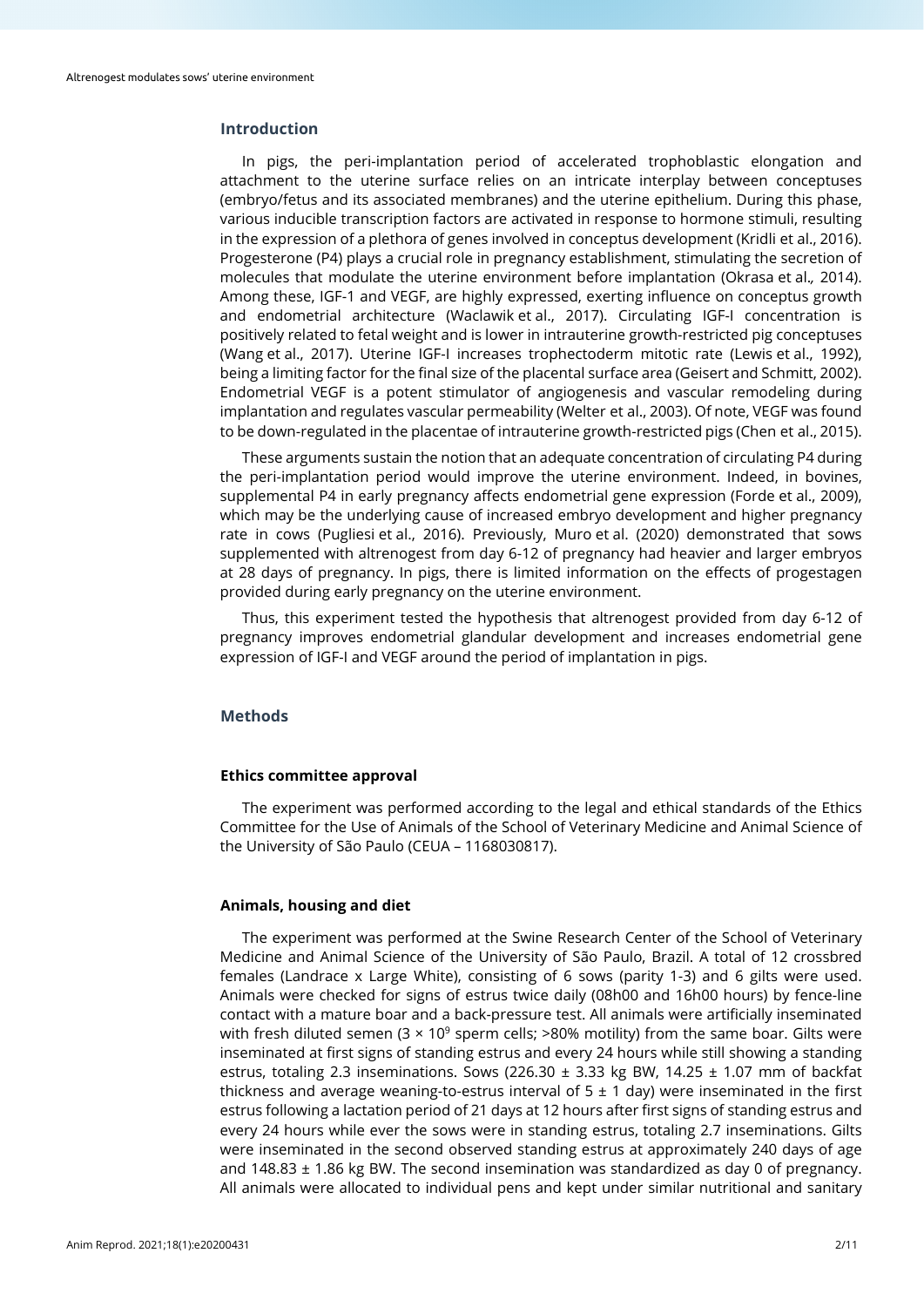## Introduction

In pigs, the peri-implantation period of accelerated trophoblastic elongation and attachment to the uterine surface relies on an intricate interplay between conceptuses (embryo/fetus and its associated membranes) and the uterine epithelium. During this phase, various inducible transcription factors are activated in response to hormone stimuli, resulting in the expression of a plethora of genes involved in conceptus development (Kridli et al., 2016). Progesterone (P4) plays a crucial role in pregnancy establishment, stimulating the secretion of molecules that modulate the uterine environment before implantation (Okrasa et al., 2014). Among these, IGF-1 and VEGF, are highly expressed, exerting influence on conceptus growth and endometrial architecture (Waclawik et al., 2017). Circulating IGF-I concentration is positively related to fetal weight and is lower in intrauterine growth-restricted pig conceptuses (Wang et al., 2017). Uterine IGF-I increases trophectoderm mitotic rate (Lewis et al., 1992), being a limiting factor for the final size of the placental surface area (Geisert and Schmitt, 2002). Endometrial VEGF is a potent stimulator of angiogenesis and vascular remodeling during implantation and regulates vascular permeability (Welter et al., 2003). Of note, VEGF was found to be down-regulated in the placentae of intrauterine growth-restricted pigs (Chen et al., 2015).

These arguments sustain the notion that an adequate concentration of circulating P4 during the peri-implantation period would improve the uterine environment. Indeed, in bovines, supplemental P4 in early pregnancy affects endometrial gene expression (Forde et al., 2009), which may be the underlying cause of increased embryo development and higher pregnancy rate in cows (Pugliesi et al., 2016). Previously, Muro et al. (2020) demonstrated that sows supplemented with altrenogest from day 6-12 of pregnancy had heavier and larger embryos at 28 days of pregnancy. In pigs, there is limited information on the effects of progestagen provided during early pregnancy on the uterine environment.

Thus, this experiment tested the hypothesis that altrenogest provided from day 6-12 of pregnancy improves endometrial glandular development and increases endometrial gene expression of IGF-I and VEGF around the period of implantation in pigs.

## Methods

### Ethics committee approval

The experiment was performed according to the legal and ethical standards of the Ethics Committee for the Use of Animals of the School of Veterinary Medicine and Animal Science of the University of São Paulo (CEUA – 1168030817).

### Animals, housing and diet

The experiment was performed at the Swine Research Center of the School of Veterinary Medicine and Animal Science of the University of São Paulo, Brazil. A total of 12 crossbred females (Landrace x Large White), consisting of 6 sows (parity 1-3) and 6 gilts were used. Animals were checked for signs of estrus twice daily (08h00 and 16h00 hours) by fence-line contact with a mature boar and a back-pressure test. All animals were artificially inseminated with fresh diluted semen ($3 \times 10^9$ sperm cells; >80% motility) from the same boar. Gilts were inseminated at first signs of standing estrus and every 24 hours while still showing a standing estrus, totaling 2.3 inseminations. Sows (226.30 ± 3.33 kg BW, 14.25 ± 1.07 mm of backfat thickness and average weaning-to-estrus interval of 5 ± 1 day) were inseminated in the first estrus following a lactation period of 21 days at 12 hours after first signs of standing estrus and every 24 hours while ever the sows were in standing estrus, totaling 2.7 inseminations. Gilts were inseminated in the second observed standing estrus at approximately 240 days of age and 148.83 ± 1.86 kg BW. The second insemination was standardized as day 0 of pregnancy. All animals were allocated to individual pens and kept under similar nutritional and sanitary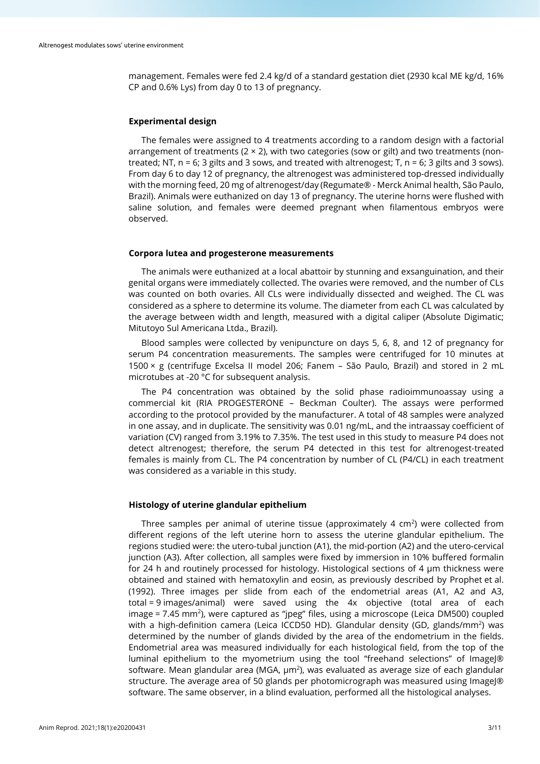management. Females were fed 2.4 kg/d of a standard gestation diet (2930 kcal ME kg/d, 16% CP and 0.6% Lys) from day 0 to 13 of pregnancy.

### Experimental design

The females were assigned to 4 treatments according to a random design with a factorial arrangement of treatments (2 × 2), with two categories (sow or gilt) and two treatments (non-treated; NT, n = 6; 3 gilts and 3 sows, and treated with altrenogest; T, n = 6; 3 gilts and 3 sows). From day 6 to day 12 of pregnancy, the altrenogest was administered top-dressed individually with the morning feed, 20 mg of altrenogest/day (Regumate® - Merck Animal health, São Paulo, Brazil). Animals were euthanized on day 13 of pregnancy. The uterine horns were flushed with saline solution, and females were deemed pregnant when filamentous embryos were observed.

### Corpora lutea and progesterone measurements

The animals were euthanized at a local abattoir by stunning and exsanguination, and their genital organs were immediately collected. The ovaries were removed, and the number of CLs was counted on both ovaries. All CLs were individually dissected and weighed. The CL was considered as a sphere to determine its volume. The diameter from each CL was calculated by the average between width and length, measured with a digital caliper (Absolute Digimatic; Mitutoyo Sul Americana Ltda., Brazil).

Blood samples were collected by venipuncture on days 5, 6, 8, and 12 of pregnancy for serum P4 concentration measurements. The samples were centrifuged for 10 minutes at 1500 × g (centrifuge Excelsa II model 206; Fanem – São Paulo, Brazil) and stored in 2 mL microtubes at -20 °C for subsequent analysis.

The P4 concentration was obtained by the solid phase radioimmunoassay using a commercial kit (RIA PROGESTERONE – Beckman Coulter). The assays were performed according to the protocol provided by the manufacturer. A total of 48 samples were analyzed in one assay, and in duplicate. The sensitivity was 0.01 ng/mL, and the intraassay coefficient of variation (CV) ranged from 3.19% to 7.35%. The test used in this study to measure P4 does not detect altrenogest; therefore, the serum P4 detected in this test for altrenogest-treated females is mainly from CL. The P4 concentration by number of CL (P4/CL) in each treatment was considered as a variable in this study.

### Histology of uterine glandular epithelium

Three samples per animal of uterine tissue (approximately 4 cm$^2$) were collected from different regions of the left uterine horn to assess the uterine glandular epithelium. The regions studied were: the utero-tubal junction (A1), the mid-portion (A2) and the utero-cervical junction (A3). After collection, all samples were fixed by immersion in 10% buffered formalin for 24 h and routinely processed for histology. Histological sections of 4 μm thickness were obtained and stained with hematoxylin and eosin, as previously described by Prophet et al. (1992). Three images per slide from each of the endometrial areas (A1, A2 and A3, total = 9 images/animal) were saved using the 4x objective (total area of each image = 7.45 mm$^2$), were captured as "jpeg" files, using a microscope (Leica DM500) coupled with a high-definition camera (Leica ICCD50 HD). Glandular density (GD, glands/mm$^2$) was determined by the number of glands divided by the area of the endometrium in the fields. Endometrial area was measured individually for each histological field, from the top of the luminal epithelium to the myometrium using the tool "freehand selections" of ImageJ® software. Mean glandular area (MGA, μm$^2$), was evaluated as average size of each glandular structure. The average area of 50 glands per photomicrograph was measured using ImageJ® software. The same observer, in a blind evaluation, performed all the histological analyses.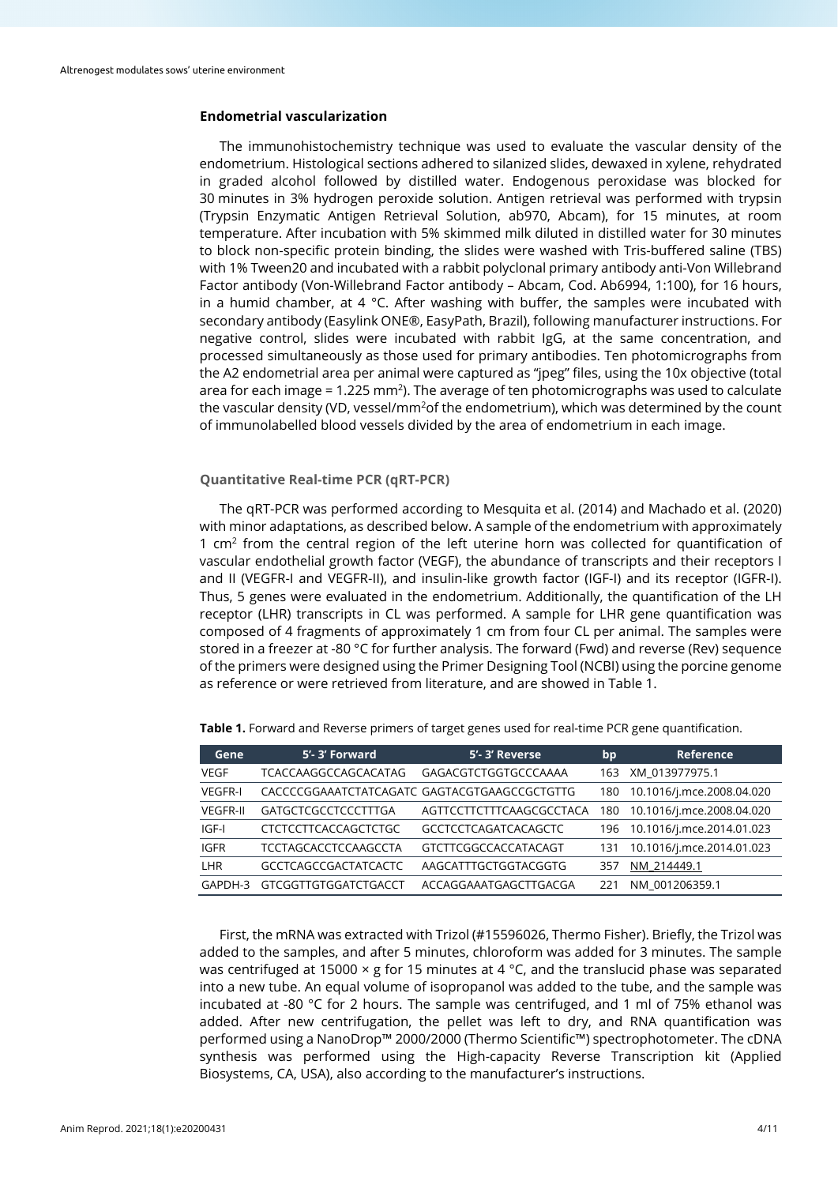### Endometrial vascularization

The immunohistochemistry technique was used to evaluate the vascular density of the endometrium. Histological sections adhered to silanized slides, dewaxed in xylene, rehydrated in graded alcohol followed by distilled water. Endogenous peroxidase was blocked for 30 minutes in 3% hydrogen peroxide solution. Antigen retrieval was performed with trypsin (Trypsin Enzymatic Antigen Retrieval Solution, ab970, Abcam), for 15 minutes, at room temperature. After incubation with 5% skimmed milk diluted in distilled water for 30 minutes to block non-specific protein binding, the slides were washed with Tris-buffered saline (TBS) with 1% Tween20 and incubated with a rabbit polyclonal primary antibody anti-Von Willebrand Factor antibody (Von-Willebrand Factor antibody – Abcam, Cod. Ab6994, 1:100), for 16 hours, in a humid chamber, at 4 °C. After washing with buffer, the samples were incubated with secondary antibody (Easylink ONE®, EasyPath, Brazil), following manufacturer instructions. For negative control, slides were incubated with rabbit IgG, at the same concentration, and processed simultaneously as those used for primary antibodies. Ten photomicrographs from the A2 endometrial area per animal were captured as "jpeg" files, using the 10x objective (total area for each image = 1.225 $mm^2$). The average of ten photomicrographs was used to calculate the vascular density (VD, vessel/$mm^2$of the endometrium), which was determined by the count of immunolabelled blood vessels divided by the area of endometrium in each image.

### Quantitative Real-time PCR (qRT-PCR)

The qRT-PCR was performed according to Mesquita et al. (2014) and Machado et al. (2020) with minor adaptations, as described below. A sample of the endometrium with approximately 1 $cm^2$ from the central region of the left uterine horn was collected for quantification of vascular endothelial growth factor (VEGF), the abundance of transcripts and their receptors I and II (VEGFR-I and VEGFR-II), and insulin-like growth factor (IGF-I) and its receptor (IGFR-I). Thus, 5 genes were evaluated in the endometrium. Additionally, the quantification of the LH receptor (LHR) transcripts in CL was performed. A sample for LHR gene quantification was composed of 4 fragments of approximately 1 cm from four CL per animal. The samples were stored in a freezer at -80 °C for further analysis. The forward (Fwd) and reverse (Rev) sequence of the primers were designed using the Primer Designing Tool (NCBI) using the porcine genome as reference or were retrieved from literature, and are showed in Table 1.

**Table 1.** Forward and Reverse primers of target genes used for real-time PCR gene quantification.

| Gene | 5'- 3' Forward | 5'- 3' Reverse | bp | Reference |
|---|---|---|---|---|
| VEGF | TCACCAAGGCCAGCACATAG | GAGACGTCTGGTGCCCAAAA | 163 | XM_013977975.1 |
| VEGFR-I | CACCCCGGAAATCTATCAGATC | GAGACGTGAAGCCGCTGTTG | 180 | 10.1016/j.mce.2008.04.020 |
| VEGFR-II | GATGCTCGCCTCCCTTTGA | AGTTCCTTCTTTCAAGCGCCTACA | 180 | 10.1016/j.mce.2008.04.020 |
| IGF-I | CTCTCCTTCACCAGCTCTGC | GCCTCCTCAGATCACAGCTC | 196 | 10.1016/j.mce.2014.01.023 |
| IGFR | TCCTAGCACCTCCAAGCCTA | GTCTTCGGCCACCATACAGT | 131 | 10.1016/j.mce.2014.01.023 |
| LHR | GCCTCAGCCGACTATCACTC | AAGCATTTGCTGGTACGGTG | 357 | NM_214449.1 |
| GAPDH-3 | GTCGGTTGTGGATCTGACCT | ACCAGGAAATGAGCTTGACGA | 221 | NM_001206359.1 |

First, the mRNA was extracted with Trizol (#15596026, Thermo Fisher). Briefly, the Trizol was added to the samples, and after 5 minutes, chloroform was added for 3 minutes. The sample was centrifuged at 15000 × g for 15 minutes at 4 °C, and the translucid phase was separated into a new tube. An equal volume of isopropanol was added to the tube, and the sample was incubated at -80 °C for 2 hours. The sample was centrifuged, and 1 ml of 75% ethanol was added. After new centrifugation, the pellet was left to dry, and RNA quantification was performed using a NanoDrop™ 2000/2000 (Thermo Scientific™) spectrophotometer. The cDNA synthesis was performed using the High-capacity Reverse Transcription kit (Applied Biosystems, CA, USA), also according to the manufacturer's instructions.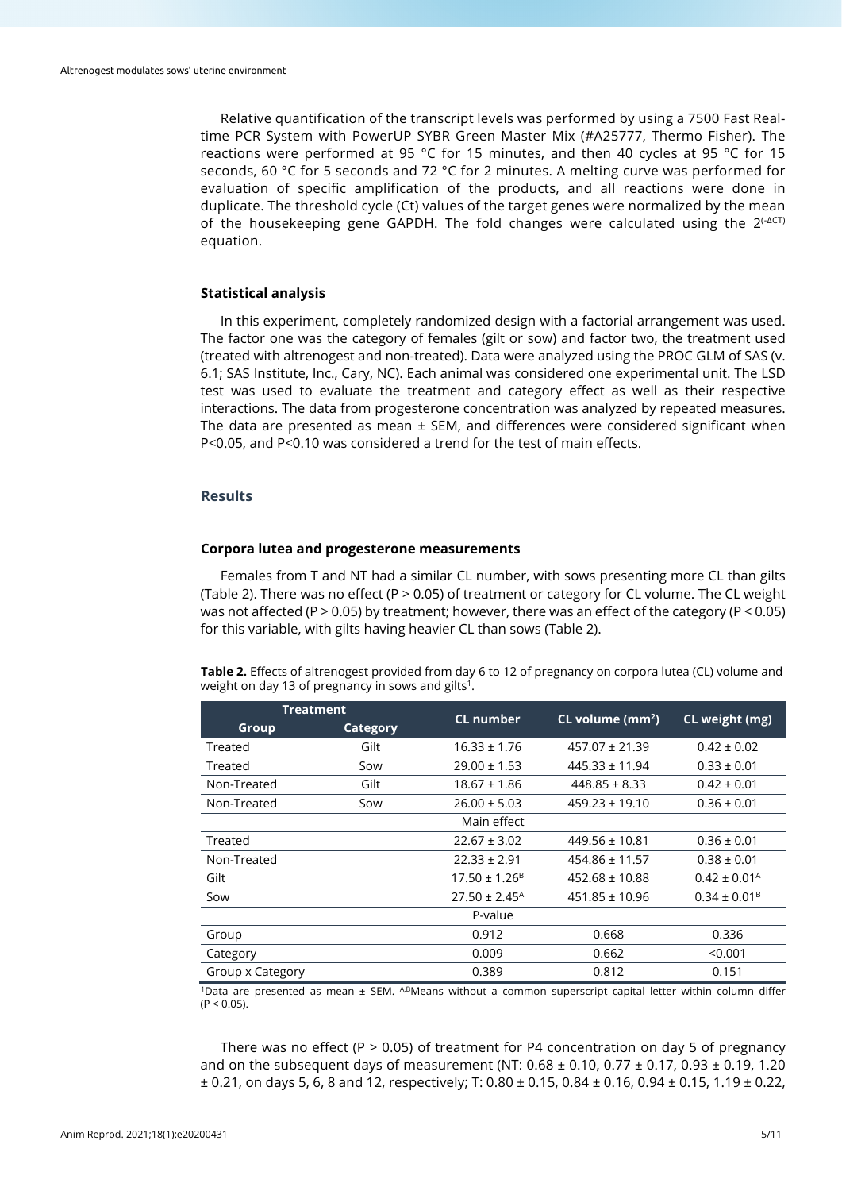Relative quantification of the transcript levels was performed by using a 7500 Fast Real-time PCR System with PowerUP SYBR Green Master Mix (#A25777, Thermo Fisher). The reactions were performed at 95 °C for 15 minutes, and then 40 cycles at 95 °C for 15 seconds, 60 °C for 5 seconds and 72 °C for 2 minutes. A melting curve was performed for evaluation of specific amplification of the products, and all reactions were done in duplicate. The threshold cycle (Ct) values of the target genes were normalized by the mean of the housekeeping gene GAPDH. The fold changes were calculated using the $2^{(-\Delta CT)}$ equation.

### Statistical analysis

In this experiment, completely randomized design with a factorial arrangement was used. The factor one was the category of females (gilt or sow) and factor two, the treatment used (treated with altrenogest and non-treated). Data were analyzed using the PROC GLM of SAS (v. 6.1; SAS Institute, Inc., Cary, NC). Each animal was considered one experimental unit. The LSD test was used to evaluate the treatment and category effect as well as their respective interactions. The data from progesterone concentration was analyzed by repeated measures. The data are presented as mean ± SEM, and differences were considered significant when P<0.05, and P<0.10 was considered a trend for the test of main effects.

## Results

### Corpora lutea and progesterone measurements

Females from T and NT had a similar CL number, with sows presenting more CL than gilts (Table 2). There was no effect (P > 0.05) of treatment or category for CL volume. The CL weight was not affected (P > 0.05) by treatment; however, there was an effect of the category (P < 0.05) for this variable, with gilts having heavier CL than sows (Table 2).

**Table 2.** Effects of altrenogest provided from day 6 to 12 of pregnancy on corpora lutea (CL) volume and weight on day 13 of pregnancy in sows and gilts[1].

| Treatment | | CL number | CL volume ($mm^2$) | CL weight (mg) |
|---|---|---|---|---|
| Group | Category | | | |
| Treated | Gilt | 16.33 ± 1.76 | 457.07 ± 21.39 | 0.42 ± 0.02 |
| Treated | Sow | 29.00 ± 1.53 | 445.33 ± 11.94 | 0.33 ± 0.01 |
| Non-Treated | Gilt | 18.67 ± 1.86 | 448.85 ± 8.33 | 0.42 ± 0.01 |
| Non-Treated | Sow | 26.00 ± 5.03 | 459.23 ± 19.10 | 0.36 ± 0.01 |
| | | Main effect | | |
| Treated | | 22.67 ± 3.02 | 449.56 ± 10.81 | 0.36 ± 0.01 |
| Non-Treated | | 22.33 ± 2.91 | 454.86 ± 11.57 | 0.38 ± 0.01 |
| Gilt | | 17.50 ± 1.26[B] | 452.68 ± 10.88 | 0.42 ± 0.01[A] |
| Sow | | 27.50 ± 2.45[A] | 451.85 ± 10.96 | 0.34 ± 0.01[B] |
| | | P-value | | |
| Group | | 0.912 | 0.668 | 0.336 |
| Category | | 0.009 | 0.662 | <0.001 |
| Group x Category | | 0.389 | 0.812 | 0.151 |

[1]Data are presented as mean ± SEM. [A,B]Means without a common superscript capital letter within column differ (P < 0.05).

There was no effect (P > 0.05) of treatment for P4 concentration on day 5 of pregnancy and on the subsequent days of measurement (NT: 0.68 ± 0.10, 0.77 ± 0.17, 0.93 ± 0.19, 1.20 ± 0.21, on days 5, 6, 8 and 12, respectively; T: 0.80 ± 0.15, 0.84 ± 0.16, 0.94 ± 0.15, 1.19 ± 0.22,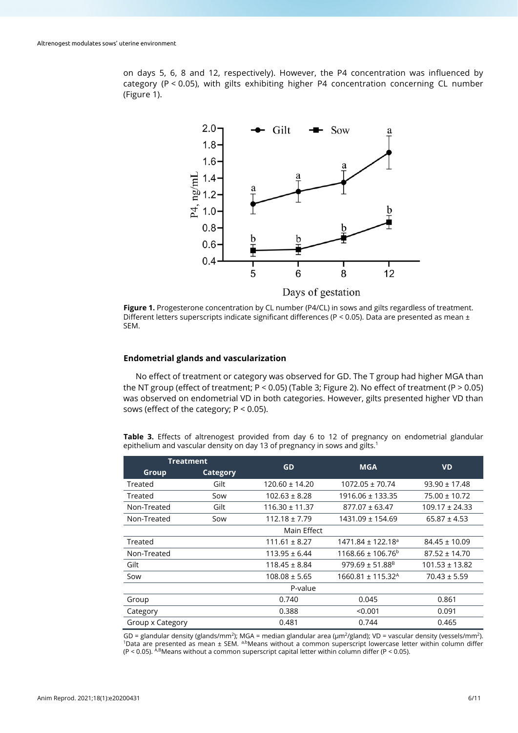on days 5, 6, 8 and 12, respectively). However, the P4 concentration was influenced by category ($P < 0.05$), with gilts exhibiting higher P4 concentration concerning CL number (Figure 1).

**Figure 1.** Progesterone concentration by CL number (P4/CL) in sows and gilts regardless of treatment. Different letters superscripts indicate significant differences ($P < 0.05$). Data are presented as mean ± SEM.

### Endometrial glands and vascularization

No effect of treatment or category was observed for GD. The T group had higher MGA than the NT group (effect of treatment; $P < 0.05$) (Table 3; Figure 2). No effect of treatment ($P > 0.05$) was observed on endometrial VD in both categories. However, gilts presented higher VD than sows (effect of the category; $P < 0.05$).

**Table 3.** Effects of altrenogest provided from day 6 to 12 of pregnancy on endometrial glandular epithelium and vascular density on day 13 of pregnancy in sows and gilts.[1]

| Treatment | | GD | MGA | VD |
|---|---|---|---|---|
| Group | Category | | | |
| Treated | Gilt | 120.60 ± 14.20 | 1072.05 ± 70.74 | 93.90 ± 17.48 |
| Treated | Sow | 102.63 ± 8.28 | 1916.06 ± 133.35 | 75.00 ± 10.72 |
| Non-Treated | Gilt | 116.30 ± 11.37 | 877.07 ± 63.47 | 109.17 ± 24.33 |
| Non-Treated | Sow | 112.18 ± 7.79 | 1431.09 ± 154.69 | 65.87 ± 4.53 |
| Main Effect | | | | |
| Treated | | 111.61 ± 8.27 | 1471.84 ± 122.18[a] | 84.45 ± 10.09 |
| Non-Treated | | 113.95 ± 6.44 | 1168.66 ± 106.76[b] | 87.52 ± 14.70 |
| Gilt | | 118.45 ± 8.84 | 979.69 ± 51.88[B] | 101.53 ± 13.82 |
| Sow | | 108.08 ± 5.65 | 1660.81 ± 115.32[A] | 70.43 ± 5.59 |
| P-value | | | | |
| Group | | 0.740 | 0.045 | 0.861 |
| Category | | 0.388 | <0.001 | 0.091 |
| Group x Category | | 0.481 | 0.744 | 0.465 |

GD = glandular density (glands/mm$^2$); MGA = median glandular area (μm$^2$/gland); VD = vascular density (vessels/mm$^2$). [1]Data are presented as mean ± SEM. [a,b]Means without a common superscript lowercase letter within column differ ($P < 0.05$). [A,B]Means without a common superscript capital letter within column differ ($P < 0.05$).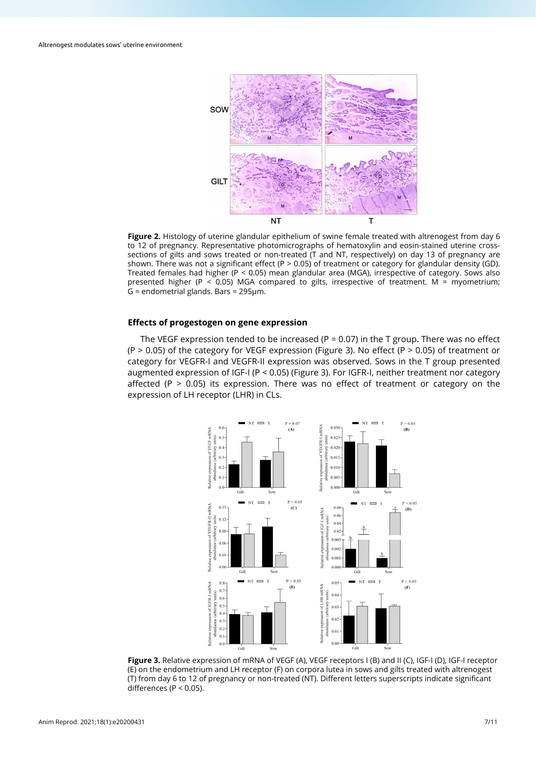Figure 2. Histology of uterine glandular epithelium of swine female treated with altrenogest from day 6 to 12 of pregnancy. Representative photomicrographs of hematoxylin and eosin-stained uterine cross-sections of gilts and sows treated or non-treated (T and NT, respectively) on day 13 of pregnancy are shown. There was not a significant effect (P > 0.05) of treatment or category for glandular density (GD). Treated females had higher (P < 0.05) mean glandular area (MGA), irrespective of category. Sows also presented higher (P < 0.05) MGA compared to gilts, irrespective of treatment. M = myometrium; G = endometrial glands. Bars = 295μm.

### Effects of progestogen on gene expression

The VEGF expression tended to be increased (P = 0.07) in the T group. There was no effect (P > 0.05) of the category for VEGF expression (Figure 3). No effect (P > 0.05) of treatment or category for VEGFR-I and VEGFR-II expression was observed. Sows in the T group presented augmented expression of IGF-I (P < 0.05) (Figure 3). For IGFR-I, neither treatment nor category affected (P > 0.05) its expression. There was no effect of treatment or category on the expression of LH receptor (LHR) in CLs.

Figure 3. Relative expression of mRNA of VEGF (A), VEGF receptors I (B) and II (C), IGF-I (D), IGF-I receptor (E) on the endometrium and LH receptor (F) on corpora lutea in sows and gilts treated with altrenogest (T) from day 6 to 12 of pregnancy or non-treated (NT). Different letters superscripts indicate significant differences (P < 0.05).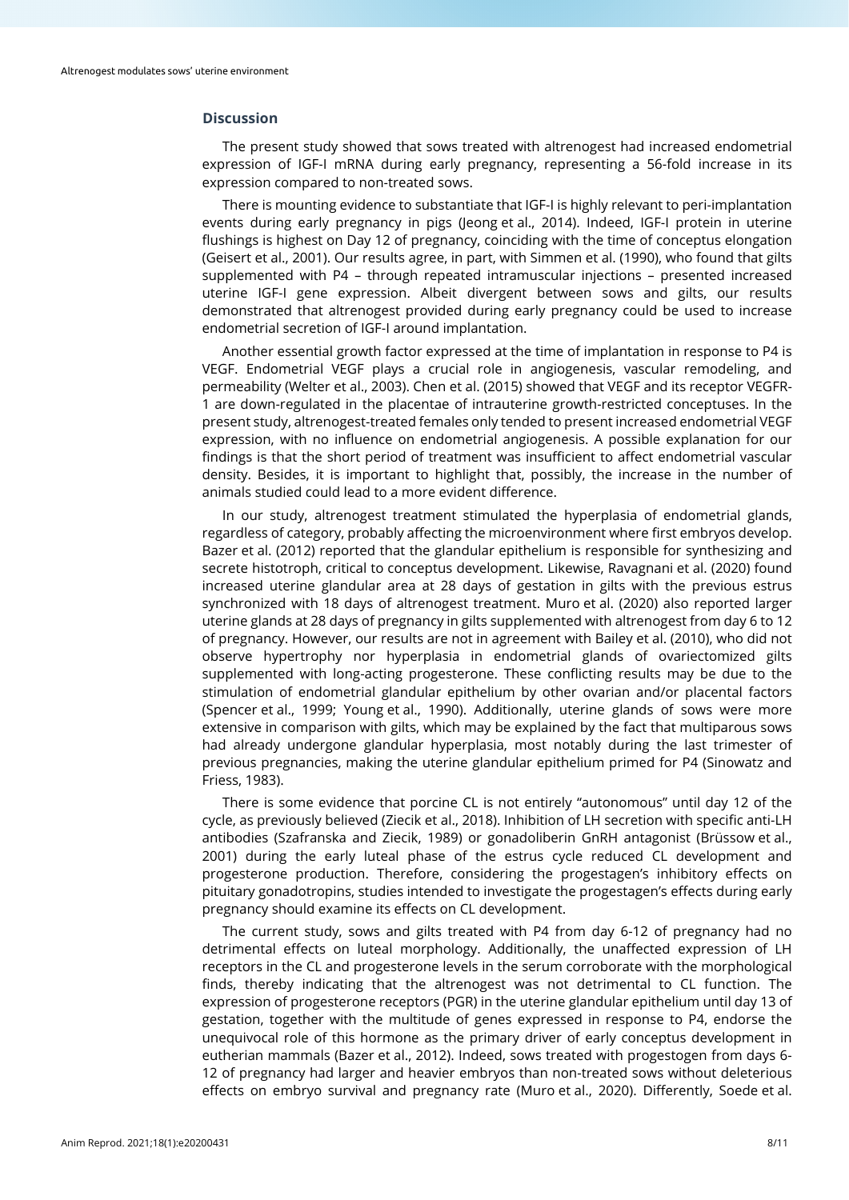## Discussion

The present study showed that sows treated with altrenogest had increased endometrial expression of IGF-I mRNA during early pregnancy, representing a 56-fold increase in its expression compared to non-treated sows.

There is mounting evidence to substantiate that IGF-I is highly relevant to peri-implantation events during early pregnancy in pigs (Jeong et al., 2014). Indeed, IGF-I protein in uterine flushings is highest on Day 12 of pregnancy, coinciding with the time of conceptus elongation (Geisert et al., 2001). Our results agree, in part, with Simmen et al. (1990), who found that gilts supplemented with P4 – through repeated intramuscular injections – presented increased uterine IGF-I gene expression. Albeit divergent between sows and gilts, our results demonstrated that altrenogest provided during early pregnancy could be used to increase endometrial secretion of IGF-I around implantation.

Another essential growth factor expressed at the time of implantation in response to P4 is VEGF. Endometrial VEGF plays a crucial role in angiogenesis, vascular remodeling, and permeability (Welter et al., 2003). Chen et al. (2015) showed that VEGF and its receptor VEGFR-1 are down-regulated in the placentae of intrauterine growth-restricted conceptuses. In the present study, altrenogest-treated females only tended to present increased endometrial VEGF expression, with no influence on endometrial angiogenesis. A possible explanation for our findings is that the short period of treatment was insufficient to affect endometrial vascular density. Besides, it is important to highlight that, possibly, the increase in the number of animals studied could lead to a more evident difference.

In our study, altrenogest treatment stimulated the hyperplasia of endometrial glands, regardless of category, probably affecting the microenvironment where first embryos develop. Bazer et al. (2012) reported that the glandular epithelium is responsible for synthesizing and secrete histotroph, critical to conceptus development. Likewise, Ravagnani et al. (2020) found increased uterine glandular area at 28 days of gestation in gilts with the previous estrus synchronized with 18 days of altrenogest treatment. Muro et al. (2020) also reported larger uterine glands at 28 days of pregnancy in gilts supplemented with altrenogest from day 6 to 12 of pregnancy. However, our results are not in agreement with Bailey et al. (2010), who did not observe hypertrophy nor hyperplasia in endometrial glands of ovariectomized gilts supplemented with long-acting progesterone. These conflicting results may be due to the stimulation of endometrial glandular epithelium by other ovarian and/or placental factors (Spencer et al., 1999; Young et al., 1990). Additionally, uterine glands of sows were more extensive in comparison with gilts, which may be explained by the fact that multiparous sows had already undergone glandular hyperplasia, most notably during the last trimester of previous pregnancies, making the uterine glandular epithelium primed for P4 (Sinowatz and Friess, 1983).

There is some evidence that porcine CL is not entirely "autonomous" until day 12 of the cycle, as previously believed (Ziecik et al., 2018). Inhibition of LH secretion with specific anti-LH antibodies (Szafranska and Ziecik, 1989) or gonadoliberin GnRH antagonist (Brüssow et al., 2001) during the early luteal phase of the estrus cycle reduced CL development and progesterone production. Therefore, considering the progestagen's inhibitory effects on pituitary gonadotropins, studies intended to investigate the progestagen's effects during early pregnancy should examine its effects on CL development.

The current study, sows and gilts treated with P4 from day 6-12 of pregnancy had no detrimental effects on luteal morphology. Additionally, the unaffected expression of LH receptors in the CL and progesterone levels in the serum corroborate with the morphological finds, thereby indicating that the altrenogest was not detrimental to CL function. The expression of progesterone receptors (PGR) in the uterine glandular epithelium until day 13 of gestation, together with the multitude of genes expressed in response to P4, endorse the unequivocal role of this hormone as the primary driver of early conceptus development in eutherian mammals (Bazer et al., 2012). Indeed, sows treated with progestogen from days 6-12 of pregnancy had larger and heavier embryos than non-treated sows without deleterious effects on embryo survival and pregnancy rate (Muro et al., 2020). Differently, Soede et al.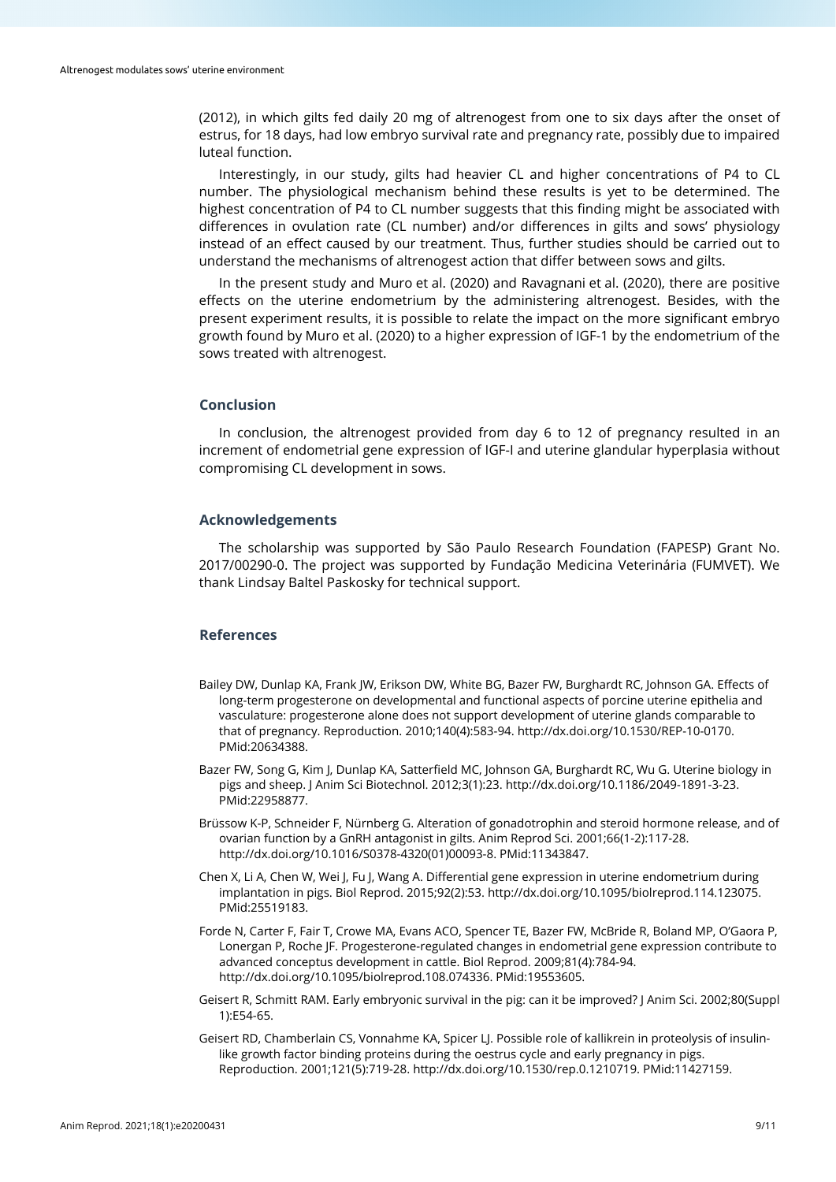(2012), in which gilts fed daily 20 mg of altrenogest from one to six days after the onset of estrus, for 18 days, had low embryo survival rate and pregnancy rate, possibly due to impaired luteal function.

Interestingly, in our study, gilts had heavier CL and higher concentrations of P4 to CL number. The physiological mechanism behind these results is yet to be determined. The highest concentration of P4 to CL number suggests that this finding might be associated with differences in ovulation rate (CL number) and/or differences in gilts and sows' physiology instead of an effect caused by our treatment. Thus, further studies should be carried out to understand the mechanisms of altrenogest action that differ between sows and gilts.

In the present study and Muro et al. (2020) and Ravagnani et al. (2020), there are positive effects on the uterine endometrium by the administering altrenogest. Besides, with the present experiment results, it is possible to relate the impact on the more significant embryo growth found by Muro et al. (2020) to a higher expression of IGF-1 by the endometrium of the sows treated with altrenogest.

## Conclusion

In conclusion, the altrenogest provided from day 6 to 12 of pregnancy resulted in an increment of endometrial gene expression of IGF-I and uterine glandular hyperplasia without compromising CL development in sows.

## Acknowledgements

The scholarship was supported by São Paulo Research Foundation (FAPESP) Grant No. 2017/00290-0. The project was supported by Fundação Medicina Veterinária (FUMVET). We thank Lindsay Baltel Paskosky for technical support.

## References

Bailey DW, Dunlap KA, Frank JW, Erikson DW, White BG, Bazer FW, Burghardt RC, Johnson GA. Effects of long-term progesterone on developmental and functional aspects of porcine uterine epithelia and vasculature: progesterone alone does not support development of uterine glands comparable to that of pregnancy. Reproduction. 2010;140(4):583-94. http://dx.doi.org/10.1530/REP-10-0170. PMid:20634388.

Bazer FW, Song G, Kim J, Dunlap KA, Satterfield MC, Johnson GA, Burghardt RC, Wu G. Uterine biology in pigs and sheep. J Anim Sci Biotechnol. 2012;3(1):23. http://dx.doi.org/10.1186/2049-1891-3-23. PMid:22958877.

Brüssow K-P, Schneider F, Nürnberg G. Alteration of gonadotrophin and steroid hormone release, and of ovarian function by a GnRH antagonist in gilts. Anim Reprod Sci. 2001;66(1-2):117-28. http://dx.doi.org/10.1016/S0378-4320(01)00093-8. PMid:11343847.

Chen X, Li A, Chen W, Wei J, Fu J, Wang A. Differential gene expression in uterine endometrium during implantation in pigs. Biol Reprod. 2015;92(2):53. http://dx.doi.org/10.1095/biolreprod.114.123075. PMid:25519183.

Forde N, Carter F, Fair T, Crowe MA, Evans ACO, Spencer TE, Bazer FW, McBride R, Boland MP, O'Gaora P, Lonergan P, Roche JF. Progesterone-regulated changes in endometrial gene expression contribute to advanced conceptus development in cattle. Biol Reprod. 2009;81(4):784-94. http://dx.doi.org/10.1095/biolreprod.108.074336. PMid:19553605.

Geisert R, Schmitt RAM. Early embryonic survival in the pig: can it be improved? J Anim Sci. 2002;80(Suppl 1):E54-65.

Geisert RD, Chamberlain CS, Vonnahme KA, Spicer LJ. Possible role of kallikrein in proteolysis of insulin-like growth factor binding proteins during the oestrus cycle and early pregnancy in pigs. Reproduction. 2001;121(5):719-28. http://dx.doi.org/10.1530/rep.0.1210719. PMid:11427159.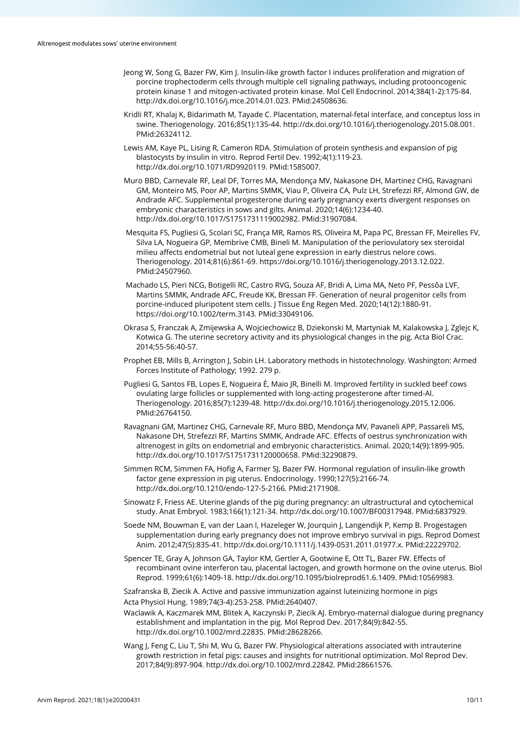Jeong W, Song G, Bazer FW, Kim J. Insulin-like growth factor I induces proliferation and migration of porcine trophectoderm cells through multiple cell signaling pathways, including protooncogenic protein kinase 1 and mitogen-activated protein kinase. Mol Cell Endocrinol. 2014;384(1-2):175-84. http://dx.doi.org/10.1016/j.mce.2014.01.023. PMid:24508636.

Kridli RT, Khalaj K, Bidarimath M, Tayade C. Placentation, maternal-fetal interface, and conceptus loss in swine. Theriogenology. 2016;85(1):135-44. http://dx.doi.org/10.1016/j.theriogenology.2015.08.001. PMid:26324112.

Lewis AM, Kaye PL, Lising R, Cameron RDA. Stimulation of protein synthesis and expansion of pig blastocysts by insulin in vitro. Reprod Fertil Dev. 1992;4(1):119-23. http://dx.doi.org/10.1071/RD9920119. PMid:1585007.

Muro BBD, Carnevale RF, Leal DF, Torres MA, Mendonça MV, Nakasone DH, Martinez CHG, Ravagnani GM, Monteiro MS, Poor AP, Martins SMMK, Viau P, Oliveira CA, Pulz LH, Strefezzi RF, Almond GW, de Andrade AFC. Supplemental progesterone during early pregnancy exerts divergent responses on embryonic characteristics in sows and gilts. Animal. 2020;14(6):1234-40. http://dx.doi.org/10.1017/S1751731119002982. PMid:31907084.

Mesquita FS, Pugliesi G, Scolari SC, França MR, Ramos RS, Oliveira M, Papa PC, Bressan FF, Meirelles FV, Silva LA, Nogueira GP, Membrive CMB, Bineli M. Manipulation of the periovulatory sex steroidal milieu affects endometrial but not luteal gene expression in early diestrus nelore cows. Theriogenology. 2014;81(6):861-69. https://doi.org/10.1016/j.theriogenology.2013.12.022. PMid:24507960.

Machado LS, Pieri NCG, Botigelli RC, Castro RVG, Souza AF, Bridi A, Lima MA, Neto PF, Pessôa LVF, Martins SMMK, Andrade AFC, Freude KK, Bressan FF. Generation of neural progenitor cells from porcine-induced pluripotent stem cells. J Tissue Eng Regen Med. 2020;14(12):1880-91. https://doi.org/10.1002/term.3143. PMid:33049106.

Okrasa S, Franczak A, Zmijewska A, Wojciechowicz B, Dziekonski M, Martyniak M, Kalakowska J, Zglejc K, Kotwica G. The uterine secretory activity and its physiological changes in the pig. Acta Biol Crac. 2014;55-56:40-57.

Prophet EB, Mills B, Arrington J, Sobin LH. Laboratory methods in histotechnology. Washington: Armed Forces Institute of Pathology; 1992. 279 p.

Pugliesi G, Santos FB, Lopes E, Nogueira É, Maio JR, Binelli M. Improved fertility in suckled beef cows ovulating large follicles or supplemented with long-acting progesterone after timed-AI. Theriogenology. 2016;85(7):1239-48. http://dx.doi.org/10.1016/j.theriogenology.2015.12.006. PMid:26764150.

Ravagnani GM, Martinez CHG, Carnevale RF, Muro BBD, Mendonça MV, Pavaneli APP, Passareli MS, Nakasone DH, Strefezzi RF, Martins SMMK, Andrade AFC. Effects of oestrus synchronization with altrenogest in gilts on endometrial and embryonic characteristics. Animal. 2020;14(9):1899-905. http://dx.doi.org/10.1017/S1751731120000658. PMid:32290879.

Simmen RCM, Simmen FA, Hofig A, Farmer SJ, Bazer FW. Hormonal regulation of insulin-like growth factor gene expression in pig uterus. Endocrinology. 1990;127(5):2166-74. http://dx.doi.org/10.1210/endo-127-5-2166. PMid:2171908.

Sinowatz F, Friess AE. Uterine glands of the pig during pregnancy: an ultrastructural and cytochemical study. Anat Embryol. 1983;166(1):121-34. http://dx.doi.org/10.1007/BF00317948. PMid:6837929.

Soede NM, Bouwman E, van der Laan I, Hazeleger W, Jourquin J, Langendijk P, Kemp B. Progestagen supplementation during early pregnancy does not improve embryo survival in pigs. Reprod Domest Anim. 2012;47(5):835-41. http://dx.doi.org/10.1111/j.1439-0531.2011.01977.x. PMid:22229702.

Spencer TE, Gray A, Johnson GA, Taylor KM, Gertler A, Gootwine E, Ott TL, Bazer FW. Effects of recombinant ovine interferon tau, placental lactogen, and growth hormone on the ovine uterus. Biol Reprod. 1999;61(6):1409-18. http://dx.doi.org/10.1095/biolreprod61.6.1409. PMid:10569983.

Szafranska B, Ziecik A. Active and passive immunization against luteinizing hormone in pigs Acta Physiol Hung. 1989;74(3-4):253-258. PMid:2640407.

Waclawik A, Kaczmarek MM, Blitek A, Kaczynski P, Ziecik AJ. Embryo-maternal dialogue during pregnancy establishment and implantation in the pig. Mol Reprod Dev. 2017;84(9):842-55. http://dx.doi.org/10.1002/mrd.22835. PMid:28628266.

Wang J, Feng C, Liu T, Shi M, Wu G, Bazer FW. Physiological alterations associated with intrauterine growth restriction in fetal pigs: causes and insights for nutritional optimization. Mol Reprod Dev. 2017;84(9):897-904. http://dx.doi.org/10.1002/mrd.22842. PMid:28661576.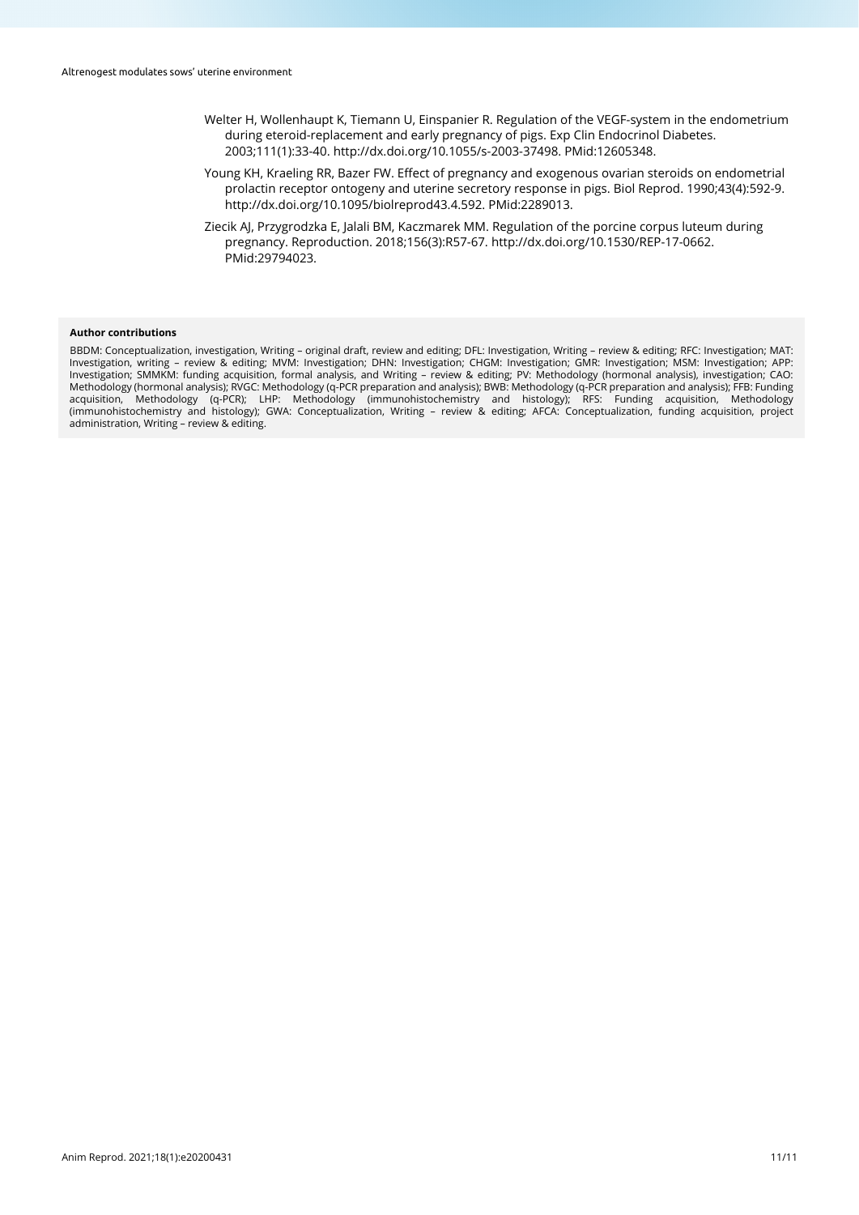Welter H, Wollenhaupt K, Tiemann U, Einspanier R. Regulation of the VEGF-system in the endometrium during eteroid-replacement and early pregnancy of pigs. Exp Clin Endocrinol Diabetes. 2003;111(1):33-40. http://dx.doi.org/10.1055/s-2003-37498. PMid:12605348.

Young KH, Kraeling RR, Bazer FW. Effect of pregnancy and exogenous ovarian steroids on endometrial prolactin receptor ontogeny and uterine secretory response in pigs. Biol Reprod. 1990;43(4):592-9. http://dx.doi.org/10.1095/biolreprod43.4.592. PMid:2289013.

Ziecik AJ, Przygrodzka E, Jalali BM, Kaczmarek MM. Regulation of the porcine corpus luteum during pregnancy. Reproduction. 2018;156(3):R57-67. http://dx.doi.org/10.1530/REP-17-0662. PMid:29794023.

**Author contributions**

BBDM: Conceptualization, investigation, Writing – original draft, review and editing; DFL: Investigation, Writing – review & editing; RFC: Investigation; MAT: Investigation, writing – review & editing; MVM: Investigation; DHN: Investigation; CHGM: Investigation; GMR: Investigation; MSM: Investigation; APP: Investigation; SMMKM: funding acquisition, formal analysis, and Writing – review & editing; PV: Methodology (hormonal analysis), investigation; CAO: Methodology (hormonal analysis); RVGC: Methodology (q-PCR preparation and analysis); BWB: Methodology (q-PCR preparation and analysis); FFB: Funding acquisition, Methodology (q-PCR); LHP: Methodology (immunohistochemistry and histology); RFS: Funding acquisition, Methodology (immunohistochemistry and histology); GWA: Conceptualization, Writing – review & editing; AFCA: Conceptualization, funding acquisition, project administration, Writing – review & editing.